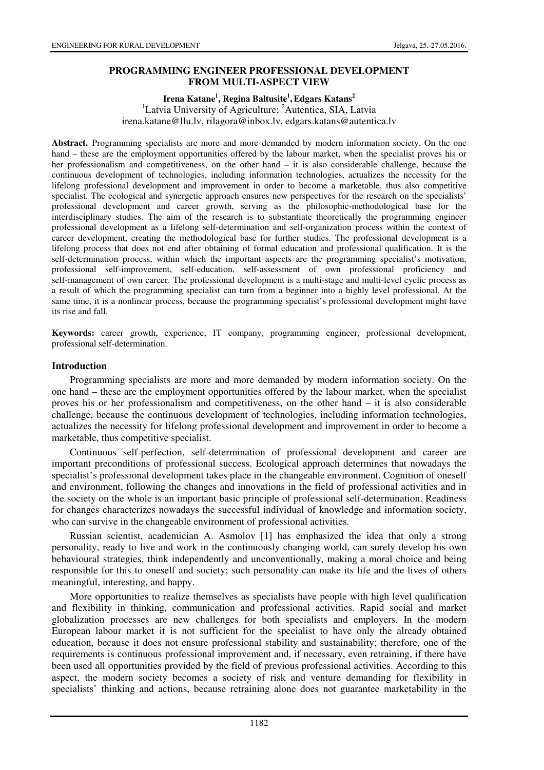# PROGRAMMING ENGINEER PROFESSIONAL DEVELOPMENT FROM MULTI-ASPECT VIEW

**Irena Katane[1], Regina Baltusite[1], Edgars Katans[2]**

[1]Latvia University of Agriculture; [2]Autentica, SIA, Latvia

irena.katane@llu.lv, rilagora@inbox.lv, edgars.katans@autentica.lv

**Abstract.** Programming specialists are more and more demanded by modern information society. On the one hand – these are the employment opportunities offered by the labour market, when the specialist proves his or her professionalism and competitiveness, on the other hand – it is also considerable challenge, because the continuous development of technologies, including information technologies, actualizes the necessity for the lifelong professional development and improvement in order to become a marketable, thus also competitive specialist. The ecological and synergetic approach ensures new perspectives for the research on the specialists' professional development and career growth, serving as the philosophic-methodological base for the interdisciplinary studies. The aim of the research is to substantiate theoretically the programming engineer professional development as a lifelong self-determination and self-organization process within the context of career development, creating the methodological base for further studies. The professional development is a lifelong process that does not end after obtaining of formal education and professional qualification. It is the self-determination process, within which the important aspects are the programming specialist's motivation, professional self-improvement, self-education, self-assessment of own professional proficiency and self-management of own career. The professional development is a multi-stage and multi-level cyclic process as a result of which the programming specialist can turn from a beginner into a highly level professional. At the same time, it is a nonlinear process, because the programming specialist's professional development might have its rise and fall.

**Keywords:** career growth, experience, IT company, programming engineer, professional development, professional self-determination.

## Introduction

Programming specialists are more and more demanded by modern information society. On the one hand – these are the employment opportunities offered by the labour market, when the specialist proves his or her professionalism and competitiveness, on the other hand – it is also considerable challenge, because the continuous development of technologies, including information technologies, actualizes the necessity for lifelong professional development and improvement in order to become a marketable, thus competitive specialist.

Continuous self-perfection, self-determination of professional development and career are important preconditions of professional success. Ecological approach determines that nowadays the specialist's professional development takes place in the changeable environment. Cognition of oneself and environment, following the changes and innovations in the field of professional activities and in the society on the whole is an important basic principle of professional self-determination. Readiness for changes characterizes nowadays the successful individual of knowledge and information society, who can survive in the changeable environment of professional activities.

Russian scientist, academician A. Asmolov [1] has emphasized the idea that only a strong personality, ready to live and work in the continuously changing world, can surely develop his own behavioural strategies, think independently and unconventionally, making a moral choice and being responsible for this to oneself and society; such personality can make its life and the lives of others meaningful, interesting, and happy.

More opportunities to realize themselves as specialists have people with high level qualification and flexibility in thinking, communication and professional activities. Rapid social and market globalization processes are new challenges for both specialists and employers. In the modern European labour market it is not sufficient for the specialist to have only the already obtained education, because it does not ensure professional stability and sustainability; therefore, one of the requirements is continuous professional improvement and, if necessary, even retraining, if there have been used all opportunities provided by the field of previous professional activities. According to this aspect, the modern society becomes a society of risk and venture demanding for flexibility in specialists' thinking and actions, because retraining alone does not guarantee marketability in the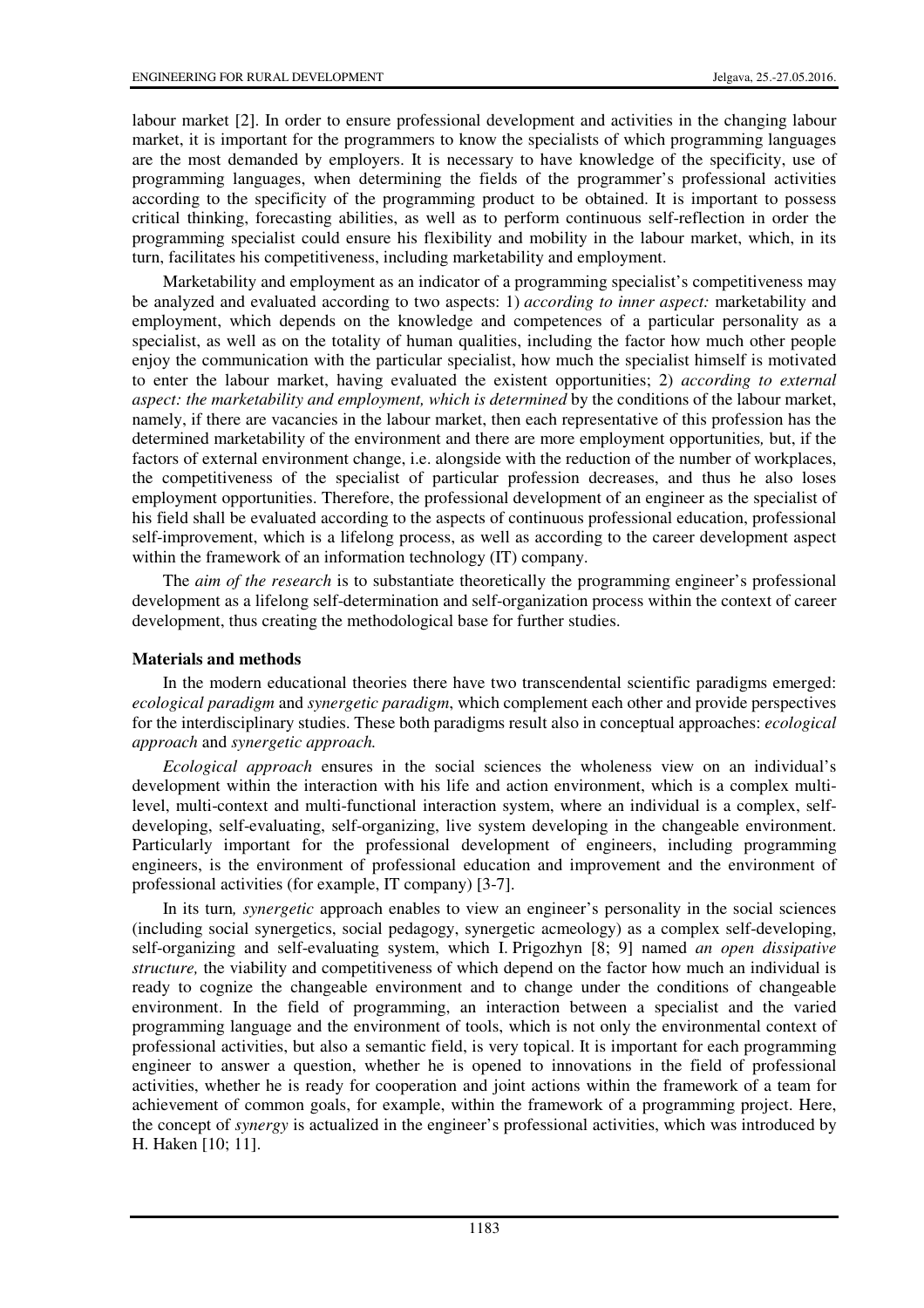labour market [2]. In order to ensure professional development and activities in the changing labour market, it is important for the programmers to know the specialists of which programming languages are the most demanded by employers. It is necessary to have knowledge of the specificity, use of programming languages, when determining the fields of the programmer's professional activities according to the specificity of the programming product to be obtained. It is important to possess critical thinking, forecasting abilities, as well as to perform continuous self-reflection in order the programming specialist could ensure his flexibility and mobility in the labour market, which, in its turn, facilitates his competitiveness, including marketability and employment.

Marketability and employment as an indicator of a programming specialist's competitiveness may be analyzed and evaluated according to two aspects: 1) *according to inner aspect:* marketability and employment, which depends on the knowledge and competences of a particular personality as a specialist, as well as on the totality of human qualities, including the factor how much other people enjoy the communication with the particular specialist, how much the specialist himself is motivated to enter the labour market, having evaluated the existent opportunities; 2) *according to external aspect: the marketability and employment, which is determined* by the conditions of the labour market, namely, if there are vacancies in the labour market, then each representative of this profession has the determined marketability of the environment and there are more employment opportunities*,* but, if the factors of external environment change, i.e. alongside with the reduction of the number of workplaces, the competitiveness of the specialist of particular profession decreases, and thus he also loses employment opportunities. Therefore, the professional development of an engineer as the specialist of his field shall be evaluated according to the aspects of continuous professional education, professional self-improvement, which is a lifelong process, as well as according to the career development aspect within the framework of an information technology (IT) company.

The *aim of the research* is to substantiate theoretically the programming engineer's professional development as a lifelong self-determination and self-organization process within the context of career development, thus creating the methodological base for further studies.

## Materials and methods

In the modern educational theories there have two transcendental scientific paradigms emerged: *ecological paradigm* and *synergetic paradigm*, which complement each other and provide perspectives for the interdisciplinary studies. These both paradigms result also in conceptual approaches: *ecological approach* and *synergetic approach.*

*Ecological approach* ensures in the social sciences the wholeness view on an individual's development within the interaction with his life and action environment, which is a complex multi-level, multi-context and multi-functional interaction system, where an individual is a complex, self-developing, self-evaluating, self-organizing, live system developing in the changeable environment. Particularly important for the professional development of engineers, including programming engineers, is the environment of professional education and improvement and the environment of professional activities (for example, IT company) [3-7].

In its turn*, synergetic* approach enables to view an engineer's personality in the social sciences (including social synergetics, social pedagogy, synergetic acmeology) as a complex self-developing, self-organizing and self-evaluating system, which I. Prigozhyn [8; 9] named *an open dissipative structure,* the viability and competitiveness of which depend on the factor how much an individual is ready to cognize the changeable environment and to change under the conditions of changeable environment. In the field of programming, an interaction between a specialist and the varied programming language and the environment of tools, which is not only the environmental context of professional activities, but also a semantic field, is very topical. It is important for each programming engineer to answer a question, whether he is opened to innovations in the field of professional activities, whether he is ready for cooperation and joint actions within the framework of a team for achievement of common goals, for example, within the framework of a programming project. Here, the concept of *synergy* is actualized in the engineer's professional activities, which was introduced by H. Haken [10; 11].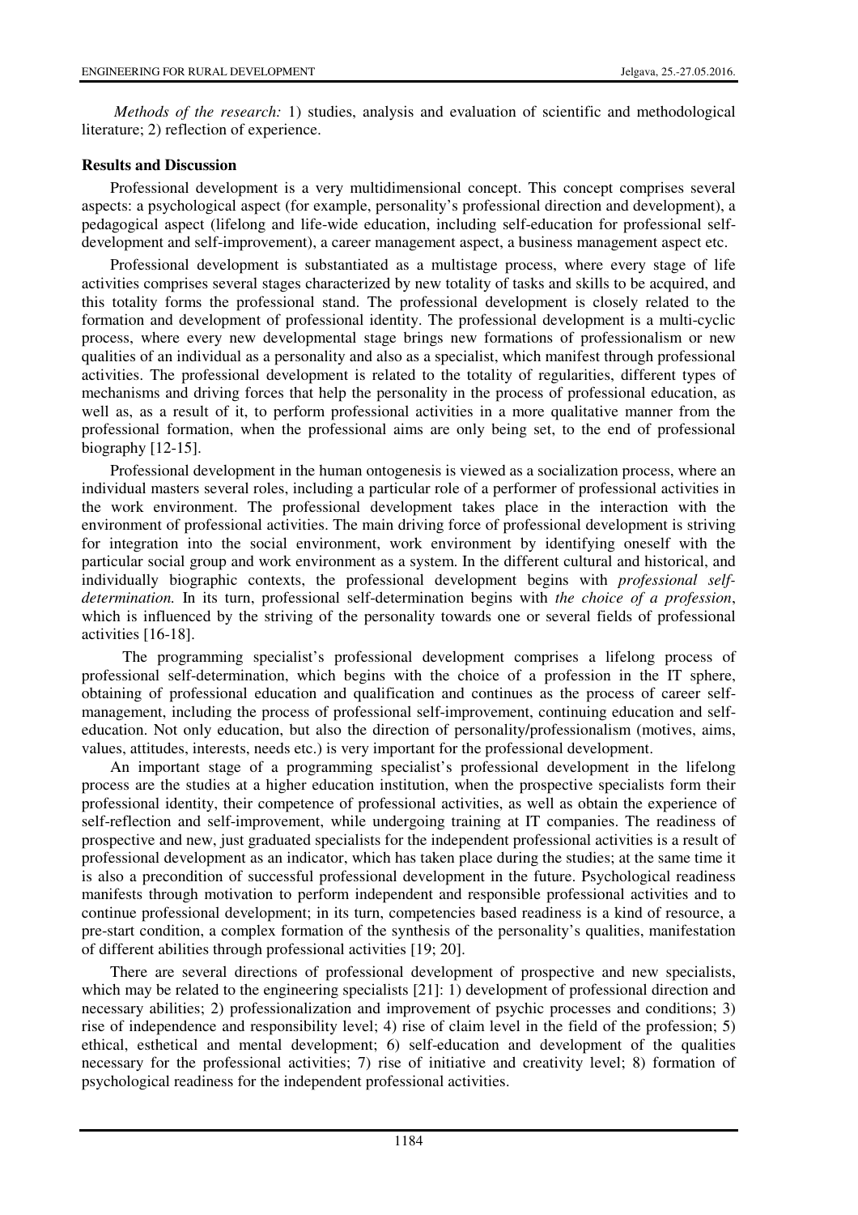*Methods of the research:* 1) studies, analysis and evaluation of scientific and methodological literature; 2) reflection of experience.

## Results and Discussion

Professional development is a very multidimensional concept. This concept comprises several aspects: a psychological aspect (for example, personality's professional direction and development), a pedagogical aspect (lifelong and life-wide education, including self-education for professional self-development and self-improvement), a career management aspect, a business management aspect etc.

Professional development is substantiated as a multistage process, where every stage of life activities comprises several stages characterized by new totality of tasks and skills to be acquired, and this totality forms the professional stand. The professional development is closely related to the formation and development of professional identity. The professional development is a multi-cyclic process, where every new developmental stage brings new formations of professionalism or new qualities of an individual as a personality and also as a specialist, which manifest through professional activities. The professional development is related to the totality of regularities, different types of mechanisms and driving forces that help the personality in the process of professional education, as well as, as a result of it, to perform professional activities in a more qualitative manner from the professional formation, when the professional aims are only being set, to the end of professional biography [12-15].

Professional development in the human ontogenesis is viewed as a socialization process, where an individual masters several roles, including a particular role of a performer of professional activities in the work environment. The professional development takes place in the interaction with the environment of professional activities. The main driving force of professional development is striving for integration into the social environment, work environment by identifying oneself with the particular social group and work environment as a system. In the different cultural and historical, and individually biographic contexts, the professional development begins with *professional self-determination.* In its turn, professional self-determination begins with *the choice of a profession*, which is influenced by the striving of the personality towards one or several fields of professional activities [16-18].

The programming specialist's professional development comprises a lifelong process of professional self-determination, which begins with the choice of a profession in the IT sphere, obtaining of professional education and qualification and continues as the process of career self-management, including the process of professional self-improvement, continuing education and self-education. Not only education, but also the direction of personality/professionalism (motives, aims, values, attitudes, interests, needs etc.) is very important for the professional development.

An important stage of a programming specialist's professional development in the lifelong process are the studies at a higher education institution, when the prospective specialists form their professional identity, their competence of professional activities, as well as obtain the experience of self-reflection and self-improvement, while undergoing training at IT companies. The readiness of prospective and new, just graduated specialists for the independent professional activities is a result of professional development as an indicator, which has taken place during the studies; at the same time it is also a precondition of successful professional development in the future. Psychological readiness manifests through motivation to perform independent and responsible professional activities and to continue professional development; in its turn, competencies based readiness is a kind of resource, a pre-start condition, a complex formation of the synthesis of the personality's qualities, manifestation of different abilities through professional activities [19; 20].

There are several directions of professional development of prospective and new specialists, which may be related to the engineering specialists [21]: 1) development of professional direction and necessary abilities; 2) professionalization and improvement of psychic processes and conditions; 3) rise of independence and responsibility level; 4) rise of claim level in the field of the profession; 5) ethical, esthetical and mental development; 6) self-education and development of the qualities necessary for the professional activities; 7) rise of initiative and creativity level; 8) formation of psychological readiness for the independent professional activities.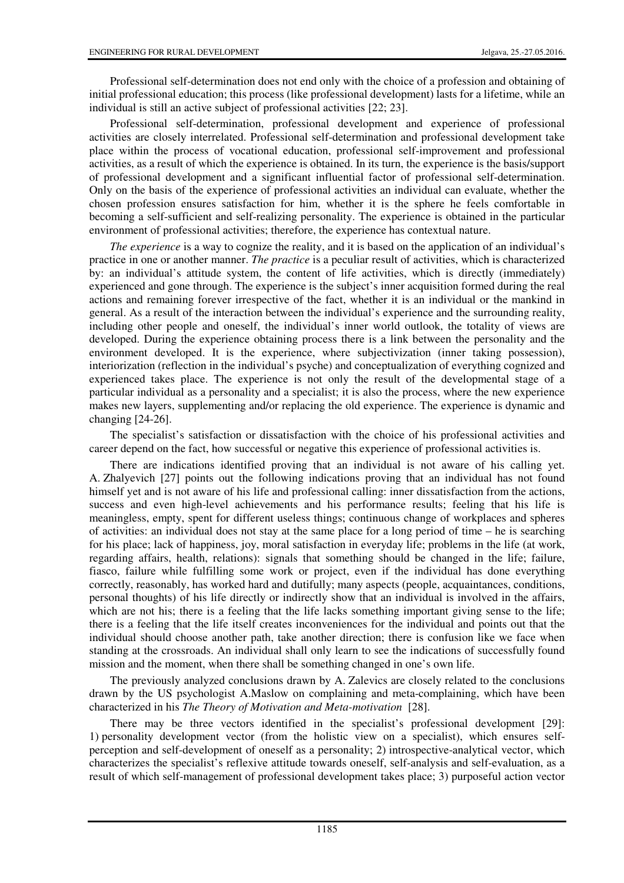Professional self-determination does not end only with the choice of a profession and obtaining of initial professional education; this process (like professional development) lasts for a lifetime, while an individual is still an active subject of professional activities [22; 23].

Professional self-determination, professional development and experience of professional activities are closely interrelated. Professional self-determination and professional development take place within the process of vocational education, professional self-improvement and professional activities, as a result of which the experience is obtained. In its turn, the experience is the basis/support of professional development and a significant influential factor of professional self-determination. Only on the basis of the experience of professional activities an individual can evaluate, whether the chosen profession ensures satisfaction for him, whether it is the sphere he feels comfortable in becoming a self-sufficient and self-realizing personality. The experience is obtained in the particular environment of professional activities; therefore, the experience has contextual nature.

*The experience* is a way to cognize the reality, and it is based on the application of an individual's practice in one or another manner. *The practice* is a peculiar result of activities, which is characterized by: an individual's attitude system, the content of life activities, which is directly (immediately) experienced and gone through. The experience is the subject's inner acquisition formed during the real actions and remaining forever irrespective of the fact, whether it is an individual or the mankind in general. As a result of the interaction between the individual's experience and the surrounding reality, including other people and oneself, the individual's inner world outlook, the totality of views are developed. During the experience obtaining process there is a link between the personality and the environment developed. It is the experience, where subjectivization (inner taking possession), interiorization (reflection in the individual's psyche) and conceptualization of everything cognized and experienced takes place. The experience is not only the result of the developmental stage of a particular individual as a personality and a specialist; it is also the process, where the new experience makes new layers, supplementing and/or replacing the old experience. The experience is dynamic and changing [24-26].

The specialist's satisfaction or dissatisfaction with the choice of his professional activities and career depend on the fact, how successful or negative this experience of professional activities is.

There are indications identified proving that an individual is not aware of his calling yet. A. Zhalyevich [27] points out the following indications proving that an individual has not found himself yet and is not aware of his life and professional calling: inner dissatisfaction from the actions, success and even high-level achievements and his performance results; feeling that his life is meaningless, empty, spent for different useless things; continuous change of workplaces and spheres of activities: an individual does not stay at the same place for a long period of time – he is searching for his place; lack of happiness, joy, moral satisfaction in everyday life; problems in the life (at work, regarding affairs, health, relations): signals that something should be changed in the life; failure, fiasco, failure while fulfilling some work or project, even if the individual has done everything correctly, reasonably, has worked hard and dutifully; many aspects (people, acquaintances, conditions, personal thoughts) of his life directly or indirectly show that an individual is involved in the affairs, which are not his; there is a feeling that the life lacks something important giving sense to the life; there is a feeling that the life itself creates inconveniences for the individual and points out that the individual should choose another path, take another direction; there is confusion like we face when standing at the crossroads. An individual shall only learn to see the indications of successfully found mission and the moment, when there shall be something changed in one's own life.

The previously analyzed conclusions drawn by A. Zalevics are closely related to the conclusions drawn by the US psychologist A.Maslow on complaining and meta-complaining, which have been characterized in his *The Theory of Motivation and Meta-motivation* [28].

There may be three vectors identified in the specialist's professional development [29]: 1) personality development vector (from the holistic view on a specialist), which ensures self-perception and self-development of oneself as a personality; 2) introspective-analytical vector, which characterizes the specialist's reflexive attitude towards oneself, self-analysis and self-evaluation, as a result of which self-management of professional development takes place; 3) purposeful action vector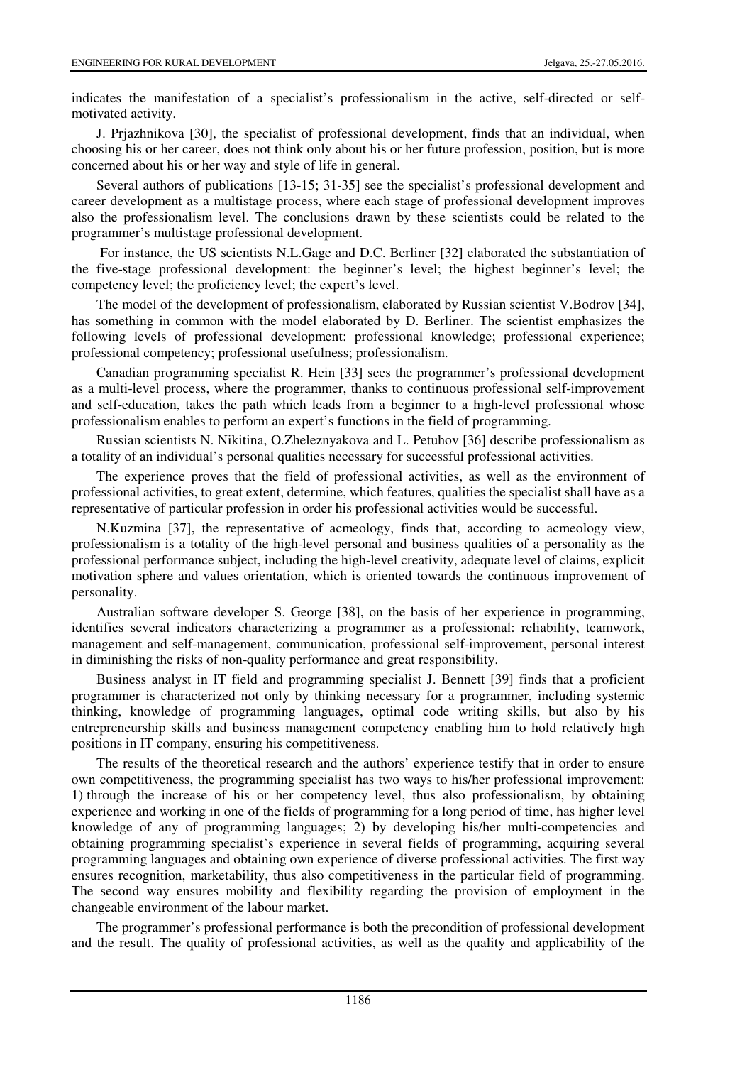indicates the manifestation of a specialist's professionalism in the active, self-directed or self-motivated activity.

J. Prjazhnikova [30], the specialist of professional development, finds that an individual, when choosing his or her career, does not think only about his or her future profession, position, but is more concerned about his or her way and style of life in general.

Several authors of publications [13-15; 31-35] see the specialist's professional development and career development as a multistage process, where each stage of professional development improves also the professionalism level. The conclusions drawn by these scientists could be related to the programmer's multistage professional development.

For instance, the US scientists N.L.Gage and D.C. Berliner [32] elaborated the substantiation of the five-stage professional development: the beginner's level; the highest beginner's level; the competency level; the proficiency level; the expert's level.

The model of the development of professionalism, elaborated by Russian scientist V.Bodrov [34], has something in common with the model elaborated by D. Berliner. The scientist emphasizes the following levels of professional development: professional knowledge; professional experience; professional competency; professional usefulness; professionalism.

Canadian programming specialist R. Hein [33] sees the programmer's professional development as a multi-level process, where the programmer, thanks to continuous professional self-improvement and self-education, takes the path which leads from a beginner to a high-level professional whose professionalism enables to perform an expert's functions in the field of programming.

Russian scientists N. Nikitina, O.Zheleznyakova and L. Petuhov [36] describe professionalism as a totality of an individual's personal qualities necessary for successful professional activities.

The experience proves that the field of professional activities, as well as the environment of professional activities, to great extent, determine, which features, qualities the specialist shall have as a representative of particular profession in order his professional activities would be successful.

N.Kuzmina [37], the representative of acmeology, finds that, according to acmeology view, professionalism is a totality of the high-level personal and business qualities of a personality as the professional performance subject, including the high-level creativity, adequate level of claims, explicit motivation sphere and values orientation, which is oriented towards the continuous improvement of personality.

Australian software developer S. George [38], on the basis of her experience in programming, identifies several indicators characterizing a programmer as a professional: reliability, teamwork, management and self-management, communication, professional self-improvement, personal interest in diminishing the risks of non-quality performance and great responsibility.

Business analyst in IT field and programming specialist J. Bennett [39] finds that a proficient programmer is characterized not only by thinking necessary for a programmer, including systemic thinking, knowledge of programming languages, optimal code writing skills, but also by his entrepreneurship skills and business management competency enabling him to hold relatively high positions in IT company, ensuring his competitiveness.

The results of the theoretical research and the authors' experience testify that in order to ensure own competitiveness, the programming specialist has two ways to his/her professional improvement: 1) through the increase of his or her competency level, thus also professionalism, by obtaining experience and working in one of the fields of programming for a long period of time, has higher level knowledge of any of programming languages; 2) by developing his/her multi-competencies and obtaining programming specialist's experience in several fields of programming, acquiring several programming languages and obtaining own experience of diverse professional activities. The first way ensures recognition, marketability, thus also competitiveness in the particular field of programming. The second way ensures mobility and flexibility regarding the provision of employment in the changeable environment of the labour market.

The programmer's professional performance is both the precondition of professional development and the result. The quality of professional activities, as well as the quality and applicability of the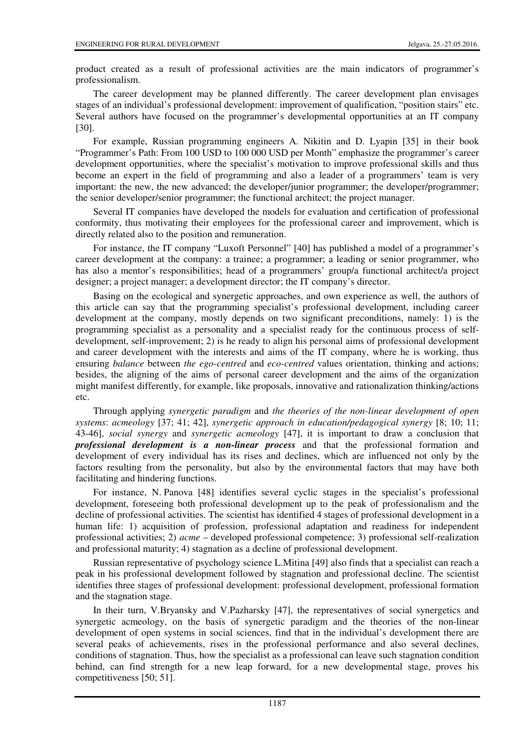product created as a result of professional activities are the main indicators of programmer's professionalism.

The career development may be planned differently. The career development plan envisages stages of an individual's professional development: improvement of qualification, "position stairs" etc. Several authors have focused on the programmer's developmental opportunities at an IT company [30].

For example, Russian programming engineers A. Nikitin and D. Lyapin [35] in their book "Programmer's Path: From 100 USD to 100 000 USD per Month" emphasize the programmer's career development opportunities, where the specialist's motivation to improve professional skills and thus become an expert in the field of programming and also a leader of a programmers' team is very important: the new, the new advanced; the developer/junior programmer; the developer/programmer; the senior developer/senior programmer; the functional architect; the project manager.

Several IT companies have developed the models for evaluation and certification of professional conformity, thus motivating their employees for the professional career and improvement, which is directly related also to the position and remuneration.

For instance, the IT company "Luxoft Personnel" [40] has published a model of a programmer's career development at the company: a trainee; a programmer; a leading or senior programmer, who has also a mentor's responsibilities; head of a programmers' group/a functional architect/a project designer; a project manager; a development director; the IT company's director.

Basing on the ecological and synergetic approaches, and own experience as well, the authors of this article can say that the programming specialist's professional development, including career development at the company, mostly depends on two significant preconditions, namely: 1) is the programming specialist as a personality and a specialist ready for the continuous process of self-development, self-improvement; 2) is he ready to align his personal aims of professional development and career development with the interests and aims of the IT company, where he is working, thus ensuring *balance* between *the ego-centred* and *eco-centred* values orientation, thinking and actions; besides, the aligning of the aims of personal career development and the aims of the organization might manifest differently, for example, like proposals, innovative and rationalization thinking/actions etc.

Through applying *synergetic paradigm* and *the theories of the non-linear development of open systems*: *acmeology* [37; 41; 42], *synergetic approach in education/pedagogical synergy* [8; 10; 11; 43-46], *social synergy* and *synergetic acmeology* [47], it is important to draw a conclusion that ***professional development is a non-linear process*** and that the professional formation and development of every individual has its rises and declines, which are influenced not only by the factors resulting from the personality, but also by the environmental factors that may have both facilitating and hindering functions.

For instance, N. Panova [48] identifies several cyclic stages in the specialist's professional development, foreseeing both professional development up to the peak of professionalism and the decline of professional activities. The scientist has identified 4 stages of professional development in a human life: 1) acquisition of profession, professional adaptation and readiness for independent professional activities; 2) *acme* – developed professional competence; 3) professional self-realization and professional maturity; 4) stagnation as a decline of professional development.

Russian representative of psychology science L.Mitina [49] also finds that a specialist can reach a peak in his professional development followed by stagnation and professional decline. The scientist identifies three stages of professional development: professional development, professional formation and the stagnation stage.

In their turn, V.Bryansky and V.Pazharsky [47], the representatives of social synergetics and synergetic acmeology, on the basis of synergetic paradigm and the theories of the non-linear development of open systems in social sciences, find that in the individual's development there are several peaks of achievements, rises in the professional performance and also several declines, conditions of stagnation. Thus, how the specialist as a professional can leave such stagnation condition behind, can find strength for a new leap forward, for a new developmental stage, proves his competitiveness [50; 51].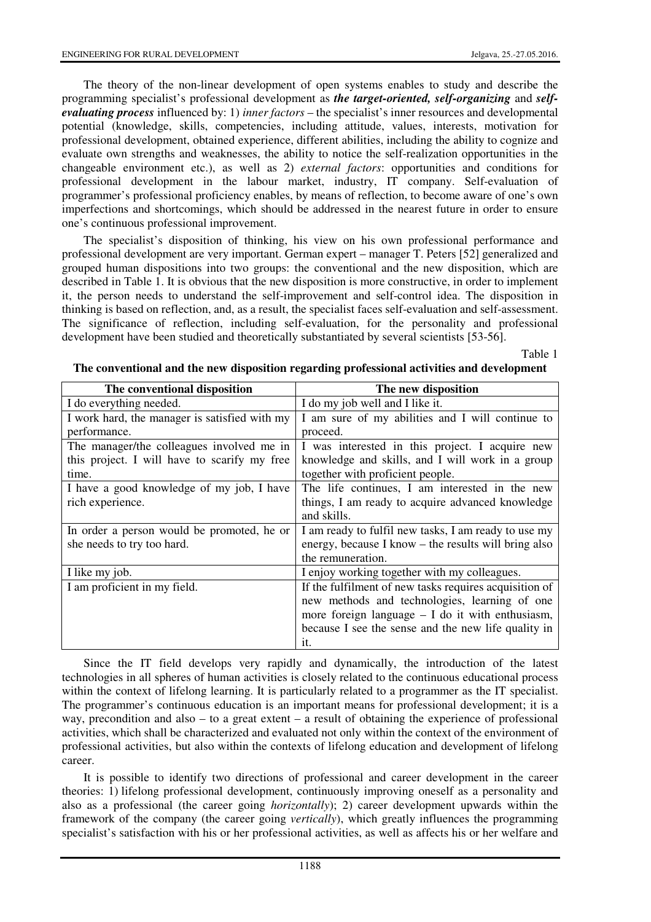The theory of the non-linear development of open systems enables to study and describe the programming specialist's professional development as ***the target-oriented, self-organizing*** and ***self-evaluating process*** influenced by: 1) *inner factors* – the specialist's inner resources and developmental potential (knowledge, skills, competencies, including attitude, values, interests, motivation for professional development, obtained experience, different abilities, including the ability to cognize and evaluate own strengths and weaknesses, the ability to notice the self-realization opportunities in the changeable environment etc.), as well as 2) *external factors*: opportunities and conditions for professional development in the labour market, industry, IT company. Self-evaluation of programmer's professional proficiency enables, by means of reflection, to become aware of one's own imperfections and shortcomings, which should be addressed in the nearest future in order to ensure one's continuous professional improvement.

The specialist's disposition of thinking, his view on his own professional performance and professional development are very important. German expert – manager T. Peters [52] generalized and grouped human dispositions into two groups: the conventional and the new disposition, which are described in Table 1. It is obvious that the new disposition is more constructive, in order to implement it, the person needs to understand the self-improvement and self-control idea. The disposition in thinking is based on reflection, and, as a result, the specialist faces self-evaluation and self-assessment. The significance of reflection, including self-evaluation, for the personality and professional development have been studied and theoretically substantiated by several scientists [53-56].

Table 1

**The conventional and the new disposition regarding professional activities and development**

| The conventional disposition | The new disposition |
|---|---|
| I do everything needed. | I do my job well and I like it. |
| I work hard, the manager is satisfied with my performance. | I am sure of my abilities and I will continue to proceed. |
| The manager/the colleagues involved me in this project. I will have to scarify my free time. | I was interested in this project. I acquire new knowledge and skills, and I will work in a group together with proficient people. |
| I have a good knowledge of my job, I have rich experience. | The life continues, I am interested in the new things, I am ready to acquire advanced knowledge and skills. |
| In order a person would be promoted, he or she needs to try too hard. | I am ready to fulfil new tasks, I am ready to use my energy, because I know – the results will bring also the remuneration. |
| I like my job. | I enjoy working together with my colleagues. |
| I am proficient in my field. | If the fulfilment of new tasks requires acquisition of new methods and technologies, learning of one more foreign language – I do it with enthusiasm, because I see the sense and the new life quality in it. |

Since the IT field develops very rapidly and dynamically, the introduction of the latest technologies in all spheres of human activities is closely related to the continuous educational process within the context of lifelong learning. It is particularly related to a programmer as the IT specialist. The programmer's continuous education is an important means for professional development; it is a way, precondition and also – to a great extent – a result of obtaining the experience of professional activities, which shall be characterized and evaluated not only within the context of the environment of professional activities, but also within the contexts of lifelong education and development of lifelong career.

It is possible to identify two directions of professional and career development in the career theories: 1) lifelong professional development, continuously improving oneself as a personality and also as a professional (the career going *horizontally*); 2) career development upwards within the framework of the company (the career going *vertically*), which greatly influences the programming specialist's satisfaction with his or her professional activities, as well as affects his or her welfare and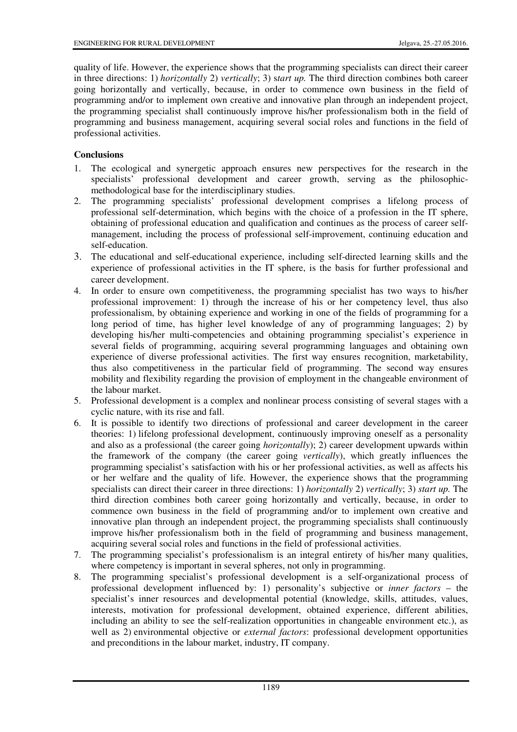quality of life. However, the experience shows that the programming specialists can direct their career in three directions: 1) *horizontally* 2) *vertically*; 3) s*tart up.* The third direction combines both career going horizontally and vertically, because, in order to commence own business in the field of programming and/or to implement own creative and innovative plan through an independent project, the programming specialist shall continuously improve his/her professionalism both in the field of programming and business management, acquiring several social roles and functions in the field of professional activities.

**Conclusions**

1. The ecological and synergetic approach ensures new perspectives for the research in the specialists' professional development and career growth, serving as the philosophic-methodological base for the interdisciplinary studies.
2. The programming specialists' professional development comprises a lifelong process of professional self-determination, which begins with the choice of a profession in the IT sphere, obtaining of professional education and qualification and continues as the process of career self-management, including the process of professional self-improvement, continuing education and self-education.
3. The educational and self-educational experience, including self-directed learning skills and the experience of professional activities in the IT sphere, is the basis for further professional and career development.
4. In order to ensure own competitiveness, the programming specialist has two ways to his/her professional improvement: 1) through the increase of his or her competency level, thus also professionalism, by obtaining experience and working in one of the fields of programming for a long period of time, has higher level knowledge of any of programming languages; 2) by developing his/her multi-competencies and obtaining programming specialist's experience in several fields of programming, acquiring several programming languages and obtaining own experience of diverse professional activities. The first way ensures recognition, marketability, thus also competitiveness in the particular field of programming. The second way ensures mobility and flexibility regarding the provision of employment in the changeable environment of the labour market.
5. Professional development is a complex and nonlinear process consisting of several stages with a cyclic nature, with its rise and fall.
6. It is possible to identify two directions of professional and career development in the career theories: 1) lifelong professional development, continuously improving oneself as a personality and also as a professional (the career going *horizontally*); 2) career development upwards within the framework of the company (the career going *vertically*), which greatly influences the programming specialist's satisfaction with his or her professional activities, as well as affects his or her welfare and the quality of life. However, the experience shows that the programming specialists can direct their career in three directions: 1) *horizontally* 2) *vertically*; 3) *start up*. The third direction combines both career going horizontally and vertically, because, in order to commence own business in the field of programming and/or to implement own creative and innovative plan through an independent project, the programming specialists shall continuously improve his/her professionalism both in the field of programming and business management, acquiring several social roles and functions in the field of professional activities.
7. The programming specialist's professionalism is an integral entirety of his/her many qualities, where competency is important in several spheres, not only in programming.
8. The programming specialist's professional development is a self-organizational process of professional development influenced by: 1) personality's subjective or *inner factors* – the specialist's inner resources and developmental potential (knowledge, skills, attitudes, values, interests, motivation for professional development, obtained experience, different abilities, including an ability to see the self-realization opportunities in changeable environment etc.), as well as 2) environmental objective or *external factors*: professional development opportunities and preconditions in the labour market, industry, IT company.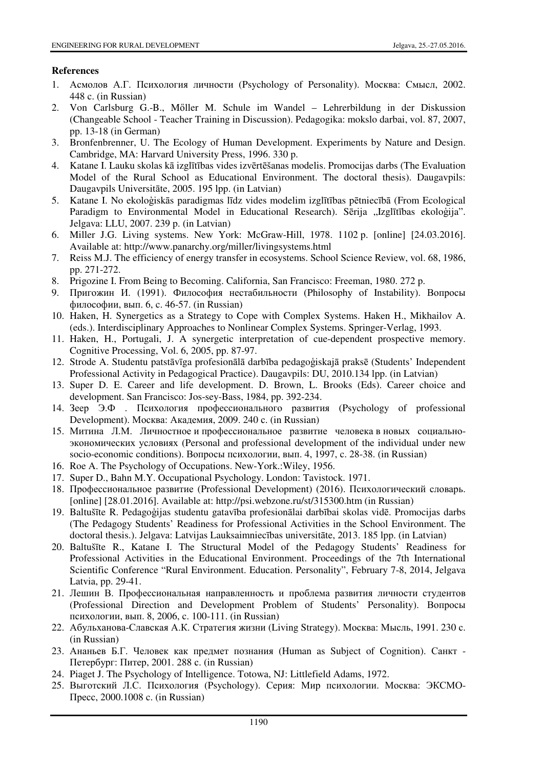**References**

1. Асмолов А.Г. Психология личности (Psychology of Personality). Москва: Смысл, 2002. 448 с. (in Russian)
2. Von Carlsburg G.-B., Mőller M. Schule im Wandel – Lehrerbildung in der Diskussion (Changeable School - Teacher Training in Discussion). Pedagogika: mokslo darbai, vol. 87, 2007, pp. 13-18 (in German)
3. Bronfenbrenner, U. The Ecology of Human Development. Experiments by Nature and Design. Cambridge, MA: Harvard University Press, 1996. 330 p.
4. Katane I. Lauku skolas kā izglītības vides izvērtēšanas modelis. Promocijas darbs (The Evaluation Model of the Rural School as Educational Environment. The doctoral thesis). Daugavpils: Daugavpils Universitāte, 2005. 195 lpp. (in Latvian)
5. Katane I. No ekoloģiskās paradigmas līdz vides modelim izglītības pētniecībā (From Ecological Paradigm to Environmental Model in Educational Research). Sērija „Izglītības ekoloģija". Jelgava: LLU, 2007. 239 p. (in Latvian)
6. Miller J.G. Living systems. New York: McGraw-Hill, 1978. 1102 p. [online] [24.03.2016]. Available at: http://www.panarchy.org/miller/livingsystems.html
7. Reiss M.J. The efficiency of energy transfer in ecosystems. School Science Review, vol. 68, 1986, pp. 271-272.
8. Prigozine I. From Being to Becoming. California, San Francisco: Freeman, 1980. 272 p.
9. Пригожин И. (1991). Философия нестабильности (Philosophy of Instability). Вопросы философии, вып. 6, с. 46-57. (in Russian)
10. Haken, H. Synergetics as a Strategy to Cope with Complex Systems. Haken H., Mikhailov A. (eds.). Interdisciplinary Approaches to Nonlinear Complex Systems. Springer-Verlag, 1993.
11. Haken, H., Portugali, J. A synergetic interpretation of cue-dependent prospective memory. Cognitive Processing, Vol. 6, 2005, pp. 87-97.
12. Strode A. Studentu patstāvīga profesionālā darbība pedagoģiskajā praksē (Students' Independent Professional Activity in Pedagogical Practice). Daugavpils: DU, 2010.134 lpp. (in Latvian)
13. Super D. E. Career and life development. D. Brown, L. Brooks (Eds). Career choice and development. San Francisco: Jos-sey-Bass, 1984, pp. 392-234.
14. Зеер Э.Ф . Психология профессионального развития (Psychology of professional Development). Москва: Академия, 2009. 240 с. (in Russian)
15. Митина Л.М. Личностное и профессиональное развитие человека в новых социально-экономических условиях (Personal and professional development of the individual under new socio-economic conditions). Вопросы психологии, вып. 4, 1997, с. 28-38. (in Russian)
16. Roe A. The Psychology of Occupations. New-York.:Wiley, 1956.
17. Super D., Bahn M.Y. Occupational Psychology. London: Tavistock. 1971.
18. Профессиональное развитие (Professional Development) (2016). Психологический словарь. [online] [28.01.2016]. Available at: http://psi.webzone.ru/st/315300.htm (in Russian)
19. Baltušīte R. Pedagoģijas studentu gatavība profesionālai darbībai skolas vidē. Promocijas darbs (The Pedagogy Students' Readiness for Professional Activities in the School Environment. The doctoral thesis.). Jelgava: Latvijas Lauksaimniecības universitāte, 2013. 185 lpp. (in Latvian)
20. Baltušīte R., Katane I. The Structural Model of the Pedagogy Students' Readiness for Professional Activities in the Educational Environment. Proceedings of the 7th International Scientific Conference "Rural Environment. Education. Personality", February 7-8, 2014, Jelgava Latvia, pp. 29-41.
21. Лешин В. Профессиональная направленность и проблема развития личности студентов (Professional Direction and Development Problem of Students' Personality). Вопросы психологии, вып. 8, 2006, с. 100-111. (in Russian)
22. Абульханова-Славская А.К. Стратегия жизни (Living Strategy). Москва: Мысль, 1991. 230 с. (in Russian)
23. Ананьев Б.Г. Человек как предмет познания (Human as Subject of Cognition). Санкт - Петербург: Питер, 2001. 288 с. (in Russian)
24. Piaget J. The Psychology of Intelligence. Totowa, NJ: Littlefield Adams, 1972.
25. Выготский Л.С. Психология (Psychology). Серия: Мир психологии. Москва: ЭКСМО-Пресс, 2000.1008 с. (in Russian)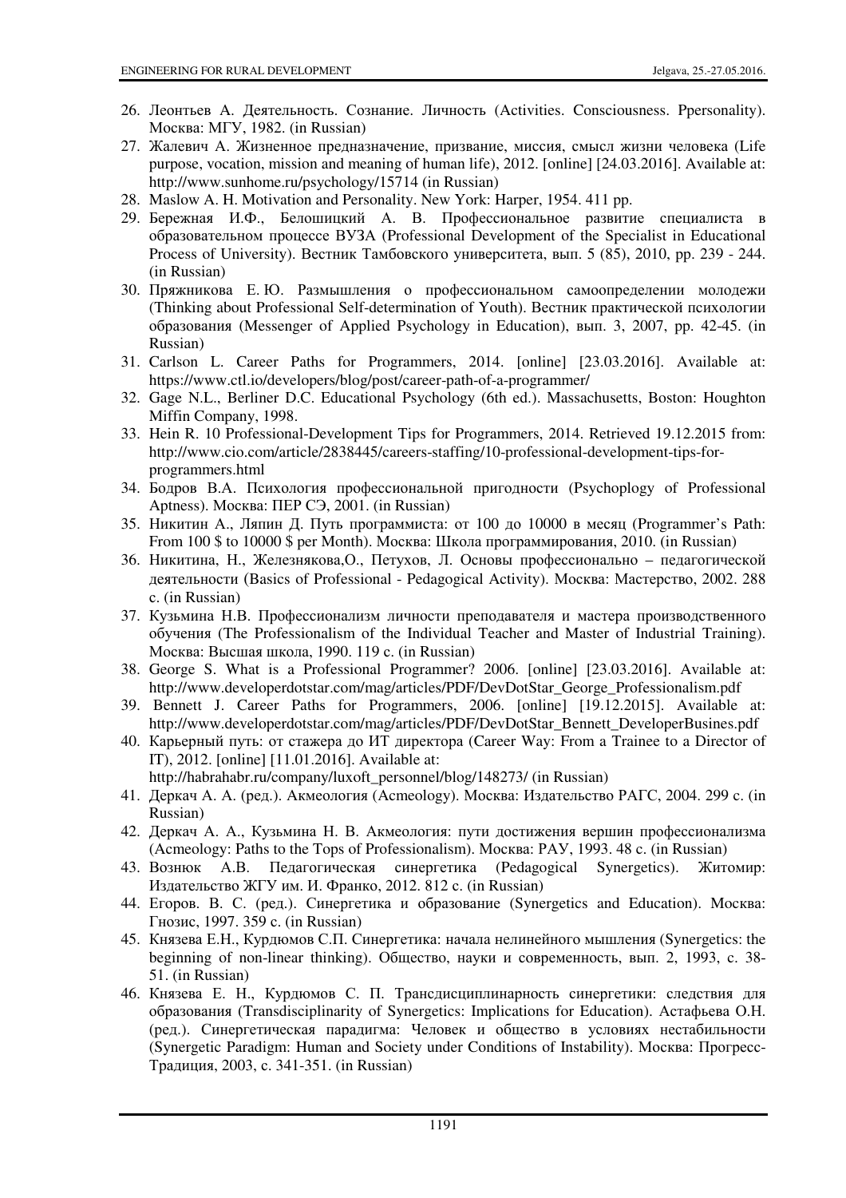26. Леонтьев А. Деятельность. Сознание. Личность (Activities. Consciousness. Ppersonality). Москва: МГУ, 1982. (in Russian)
27. Жалевич А. Жизненное предназначение, призвание, миссия, смысл жизни человека (Life purpose, vocation, mission and meaning of human life), 2012. [online] [24.03.2016]. Available at: http://www.sunhome.ru/psychology/15714 (in Russian)
28. Maslow A. H. Motivation and Personality. New York: Harper, 1954. 411 pp.
29. Бережная И.Ф., Белошицкий А. В. Профессиональное развитие специалиста в образовательном процессе ВУЗА (Professional Development of the Specialist in Educational Process of University). Вестник Тамбовского университета, вып. 5 (85), 2010, pp. 239 - 244. (in Russian)
30. Пряжникова Е. Ю. Размышления о профессиональном самоопределении молодежи (Thinking about Professional Self-determination of Youth). Вестник практической психологии образования (Messenger of Applied Psychology in Education), вып. 3, 2007, pp. 42-45. (in Russian)
31. Carlson L. Career Paths for Programmers, 2014. [online] [23.03.2016]. Available at: https://www.ctl.io/developers/blog/post/career-path-of-a-programmer/
32. Gage N.L., Berliner D.C. Educational Psychology (6th ed.). Massachusetts, Boston: Houghton Miffin Company, 1998.
33. Hein R. 10 Professional-Development Tips for Programmers, 2014. Retrieved 19.12.2015 from: http://www.cio.com/article/2838445/careers-staffing/10-professional-development-tips-for-programmers.html
34. Бодров В.А. Психология профессиональной пригодности (Psychoplogy of Professional Aptness). Москва: ПЕР СЭ, 2001. (in Russian)
35. Никитин А., Ляпин Д. Путь программиста: от 100 до 10000 в месяц (Programmer's Path: From 100 $ to 10000 $ per Month). Москва: Школа программирования, 2010. (in Russian)
36. Никитина, Н., Железнякова,О., Петухов, Л. Основы профессионально – педагогической деятельности (Basics of Professional - Pedagogical Activity). Москва: Мастерство, 2002. 288 c. (in Russian)
37. Кузьмина Н.В. Профессионализм личности преподавателя и мастера производственного обучения (The Professionalism of the Individual Teacher and Master of Industrial Training). Москва: Высшая школа, 1990. 119 с. (in Russian)
38. George S. What is a Professional Programmer? 2006. [online] [23.03.2016]. Available at: http://www.developerdotstar.com/mag/articles/PDF/DevDotStar_George_Professionalism.pdf
39. Bennett J. Career Paths for Programmers, 2006. [online] [19.12.2015]. Available at: http://www.developerdotstar.com/mag/articles/PDF/DevDotStar_Bennett_DeveloperBusines.pdf
40. Карьерный путь: от стажера до ИТ директора (Career Way: From a Trainee to a Director of IT), 2012. [online] [11.01.2016]. Available at: http://habrahabr.ru/company/luxoft_personnel/blog/148273/ (in Russian)
41. Деркач А. А. (ред.). Акмеология (Acmeology). Москва: Издательство РАГС, 2004. 299 с. (in Russian)
42. Деркач А. А., Кузьмина Н. В. Акмеология: пути достижения вершин профессионализма (Acmeology: Paths to the Tops of Professionalism). Москва: РАУ, 1993. 48 с. (in Russian)
43. Вознюк А.В. Педагогическая синергетика (Pedagogical Synergetics). Житомир: Издательство ЖГУ им. И. Франко, 2012. 812 с. (in Russian)
44. Егоров. В. С. (ред.). Синергетика и образование (Synergetics and Education). Москва: Гнозис, 1997. 359 с. (in Russian)
45. Князева Е.Н., Курдюмов С.П. Синергетика: начала нелинейного мышления (Synergetics: the beginning of non-linear thinking). Общество, науки и современность, вып. 2, 1993, с. 38-51. (in Russian)
46. Князева Е. Н., Курдюмов С. П. Трансдисциплинарность синергетики: следствия для образования (Transdisciplinarity of Synergetics: Implications for Education). Астафьева О.Н. (ред.). Синергетическая парадигма: Человек и общество в условиях нестабильности (Synergetic Paradigm: Human and Society under Conditions of Instability). Москва: Прогресс-Традиция, 2003, с. 341-351. (in Russian)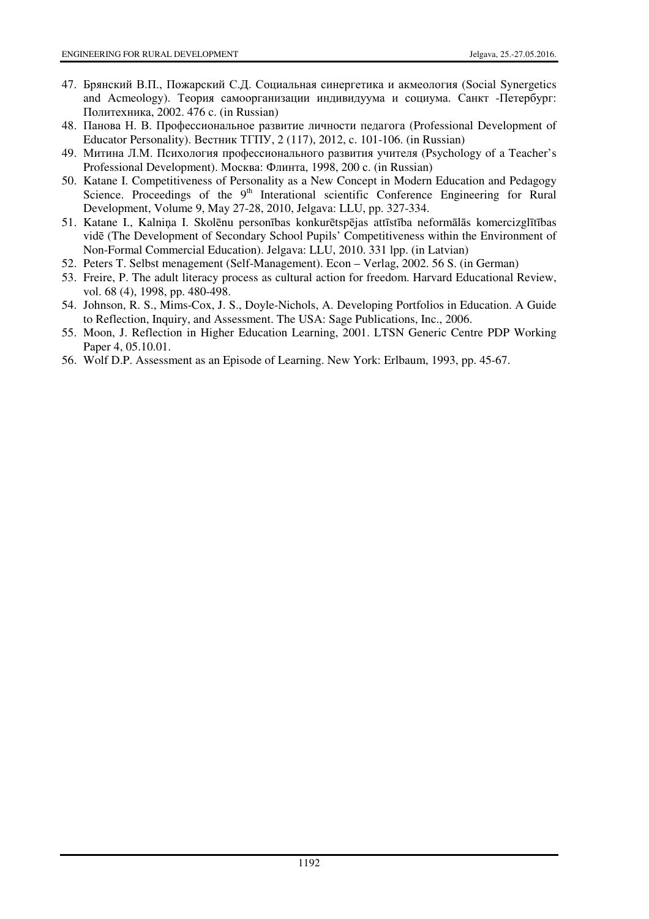47. Брянский В.П., Пожарский С.Д. Социальная синергетика и акмеология (Social Synergetics and Acmeology). Теория самоорганизации индивидуума и социума. Санкт -Петербург: Политехника, 2002. 476 с. (in Russian)
48. Панова Н. В. Профессиональное развитие личности педагога (Professional Development of Educator Personality). Вестник ТГПУ, 2 (117), 2012, с. 101-106. (in Russian)
49. Митина Л.М. Психология профессионального развития учителя (Psychology of a Teacher's Professional Development). Москва: Флинта, 1998, 200 с. (in Russian)
50. Katane I. Competitiveness of Personality as a New Concept in Modern Education and Pedagogy Science. Proceedings of the 9th Interational scientific Conference Engineering for Rural Development, Volume 9, May 27-28, 2010, Jelgava: LLU, pp. 327-334.
51. Katane I., Kalniņa I. Skolēnu personības konkurētspējas attīstība neformālās komercizglītības vidē (The Development of Secondary School Pupils' Competitiveness within the Environment of Non-Formal Commercial Education). Jelgava: LLU, 2010. 331 lpp. (in Latvian)
52. Peters T. Selbst menagement (Self-Management). Econ – Verlag, 2002. 56 S. (in German)
53. Freire, P. The adult literacy process as cultural action for freedom. Harvard Educational Review, vol. 68 (4), 1998, pp. 480-498.
54. Johnson, R. S., Mims-Cox, J. S., Doyle-Nichols, A. Developing Portfolios in Education. A Guide to Reflection, Inquiry, and Assessment. The USA: Sage Publications, Inc., 2006.
55. Moon, J. Reflection in Higher Education Learning, 2001. LTSN Generic Centre PDP Working Paper 4, 05.10.01.
56. Wolf D.P. Assessment as an Episode of Learning. New York: Erlbaum, 1993, pp. 45-67.